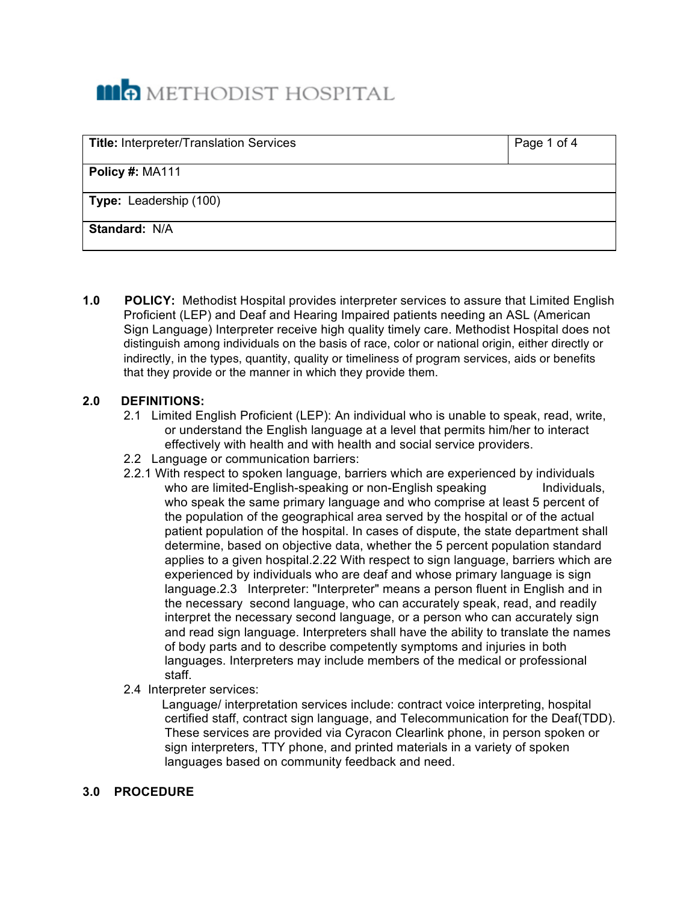METHODIST HOSPITAL

| **Title:** Interpreter/Translation Services | Page 1 of 4 |
|---|---|
| **Policy #:** MA111 | |
| **Type:** Leadership (100) | |
| **Standard:** N/A | |

**1.0 POLICY:** Methodist Hospital provides interpreter services to assure that Limited English Proficient (LEP) and Deaf and Hearing Impaired patients needing an ASL (American Sign Language) Interpreter receive high quality timely care. Methodist Hospital does not distinguish among individuals on the basis of race, color or national origin, either directly or indirectly, in the types, quantity, quality or timeliness of program services, aids or benefits that they provide or the manner in which they provide them.

**2.0 DEFINITIONS:**

2.1 Limited English Proficient (LEP): An individual who is unable to speak, read, write, or understand the English language at a level that permits him/her to interact effectively with health and with health and social service providers.

2.2 Language or communication barriers:

2.2.1 With respect to spoken language, barriers which are experienced by individuals who are limited-English-speaking or non-English speaking Individuals, who speak the same primary language and who comprise at least 5 percent of the population of the geographical area served by the hospital or of the actual patient population of the hospital. In cases of dispute, the state department shall determine, based on objective data, whether the 5 percent population standard applies to a given hospital.2.22 With respect to sign language, barriers which are experienced by individuals who are deaf and whose primary language is sign language.2.3 Interpreter: "Interpreter" means a person fluent in English and in the necessary second language, who can accurately speak, read, and readily interpret the necessary second language, or a person who can accurately sign and read sign language. Interpreters shall have the ability to translate the names of body parts and to describe competently symptoms and injuries in both languages. Interpreters may include members of the medical or professional staff.

2.4 Interpreter services:

Language/ interpretation services include: contract voice interpreting, hospital certified staff, contract sign language, and Telecommunication for the Deaf(TDD). These services are provided via Cyracon Clearlink phone, in person spoken or sign interpreters, TTY phone, and printed materials in a variety of spoken languages based on community feedback and need.

**3.0 PROCEDURE**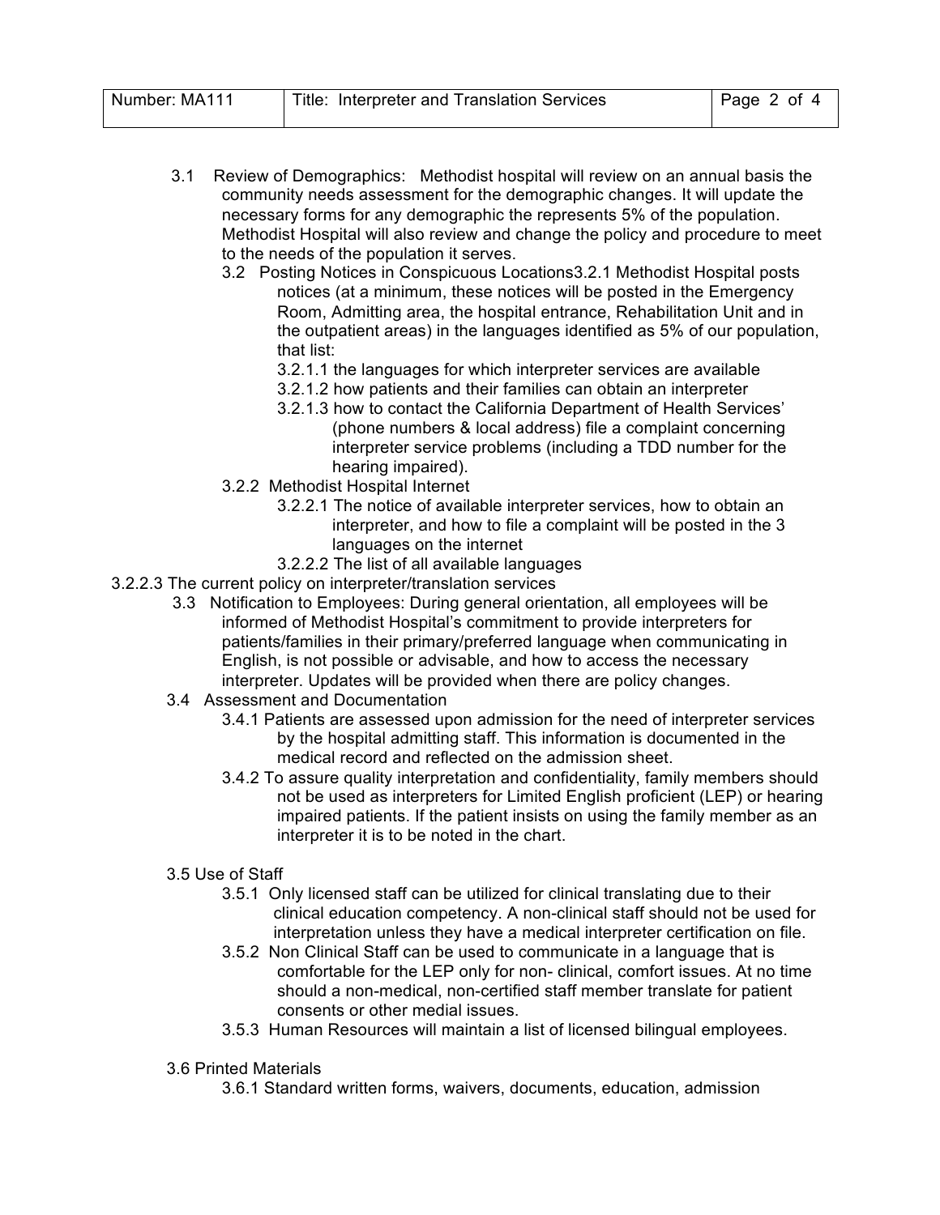3.1 Review of Demographics: Methodist hospital will review on an annual basis the community needs assessment for the demographic changes. It will update the necessary forms for any demographic the represents 5% of the population. Methodist Hospital will also review and change the policy and procedure to meet to the needs of the population it serves.

3.2 Posting Notices in Conspicuous Locations3.2.1 Methodist Hospital posts notices (at a minimum, these notices will be posted in the Emergency Room, Admitting area, the hospital entrance, Rehabilitation Unit and in the outpatient areas) in the languages identified as 5% of our population, that list:

- 3.2.1.1 the languages for which interpreter services are available
- 3.2.1.2 how patients and their families can obtain an interpreter
- 3.2.1.3 how to contact the California Department of Health Services' (phone numbers & local address) file a complaint concerning interpreter service problems (including a TDD number for the hearing impaired).

3.2.2 Methodist Hospital Internet

- 3.2.2.1 The notice of available interpreter services, how to obtain an interpreter, and how to file a complaint will be posted in the 3 languages on the internet
- 3.2.2.2 The list of all available languages
- 3.2.2.3 The current policy on interpreter/translation services

3.3 Notification to Employees: During general orientation, all employees will be informed of Methodist Hospital's commitment to provide interpreters for patients/families in their primary/preferred language when communicating in English, is not possible or advisable, and how to access the necessary interpreter. Updates will be provided when there are policy changes.

3.4 Assessment and Documentation

- 3.4.1 Patients are assessed upon admission for the need of interpreter services by the hospital admitting staff. This information is documented in the medical record and reflected on the admission sheet.
- 3.4.2 To assure quality interpretation and confidentiality, family members should not be used as interpreters for Limited English proficient (LEP) or hearing impaired patients. If the patient insists on using the family member as an interpreter it is to be noted in the chart.

3.5 Use of Staff

- 3.5.1 Only licensed staff can be utilized for clinical translating due to their clinical education competency. A non-clinical staff should not be used for interpretation unless they have a medical interpreter certification on file.
- 3.5.2 Non Clinical Staff can be used to communicate in a language that is comfortable for the LEP only for non- clinical, comfort issues. At no time should a non-medical, non-certified staff member translate for patient consents or other medial issues.
- 3.5.3 Human Resources will maintain a list of licensed bilingual employees.

3.6 Printed Materials

3.6.1 Standard written forms, waivers, documents, education, admission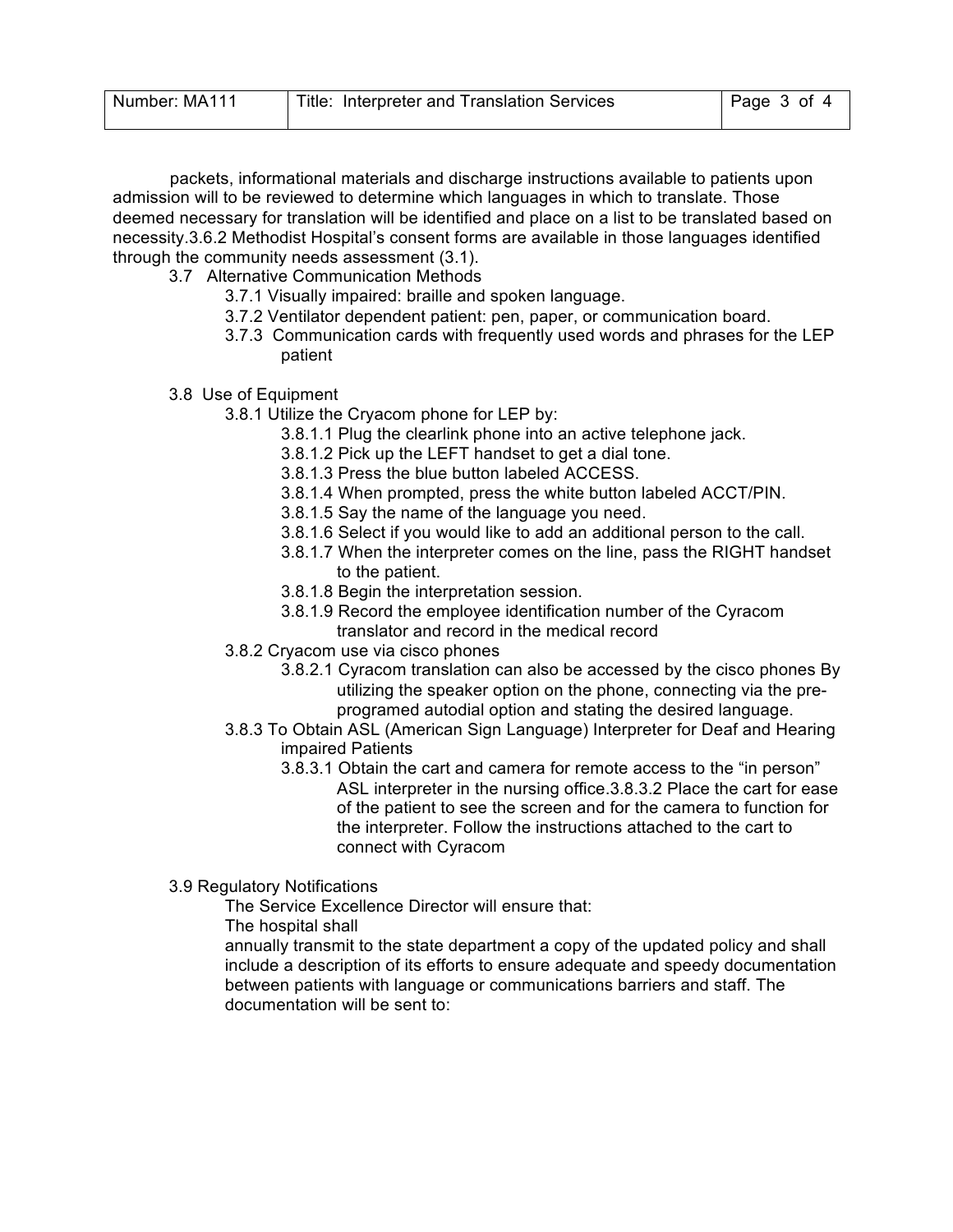packets, informational materials and discharge instructions available to patients upon admission will to be reviewed to determine which languages in which to translate. Those deemed necessary for translation will be identified and place on a list to be translated based on necessity.3.6.2 Methodist Hospital's consent forms are available in those languages identified through the community needs assessment (3.1).

3.7 Alternative Communication Methods

- 3.7.1 Visually impaired: braille and spoken language.
- 3.7.2 Ventilator dependent patient: pen, paper, or communication board.
- 3.7.3 Communication cards with frequently used words and phrases for the LEP patient

3.8 Use of Equipment

- 3.8.1 Utilize the Cryacom phone for LEP by:
  - 3.8.1.1 Plug the clearlink phone into an active telephone jack.
  - 3.8.1.2 Pick up the LEFT handset to get a dial tone.
  - 3.8.1.3 Press the blue button labeled ACCESS.
  - 3.8.1.4 When prompted, press the white button labeled ACCT/PIN.
  - 3.8.1.5 Say the name of the language you need.
  - 3.8.1.6 Select if you would like to add an additional person to the call.
  - 3.8.1.7 When the interpreter comes on the line, pass the RIGHT handset to the patient.
  - 3.8.1.8 Begin the interpretation session.
  - 3.8.1.9 Record the employee identification number of the Cyracom translator and record in the medical record
- 3.8.2 Cryacom use via cisco phones
  - 3.8.2.1 Cyracom translation can also be accessed by the cisco phones By utilizing the speaker option on the phone, connecting via the pre-programed autodial option and stating the desired language.
- 3.8.3 To Obtain ASL (American Sign Language) Interpreter for Deaf and Hearing impaired Patients
  - 3.8.3.1 Obtain the cart and camera for remote access to the "in person" ASL interpreter in the nursing office.3.8.3.2 Place the cart for ease of the patient to see the screen and for the camera to function for the interpreter. Follow the instructions attached to the cart to connect with Cyracom

3.9 Regulatory Notifications

The Service Excellence Director will ensure that:

The hospital shall

annually transmit to the state department a copy of the updated policy and shall include a description of its efforts to ensure adequate and speedy documentation between patients with language or communications barriers and staff. The documentation will be sent to: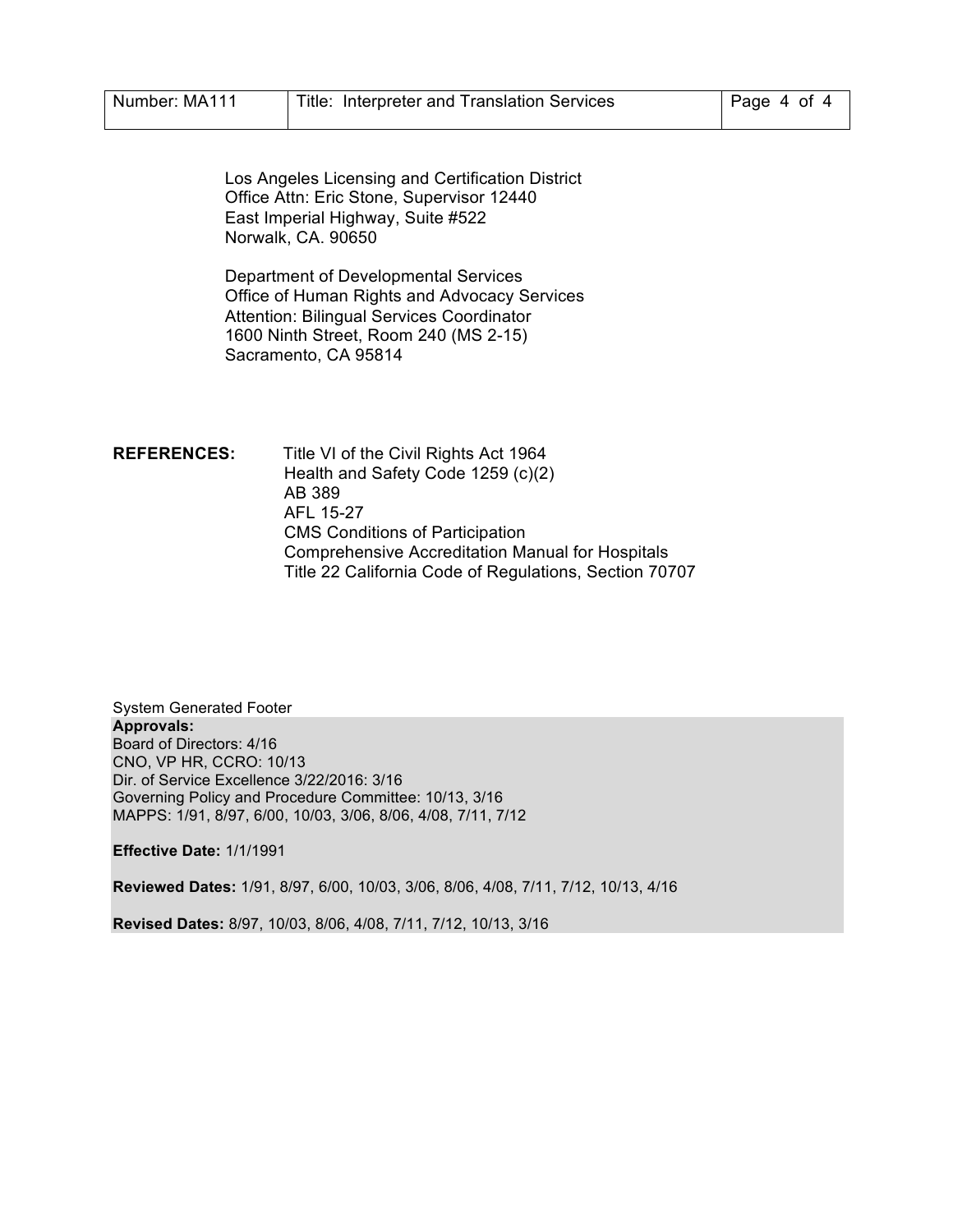Los Angeles Licensing and Certification District
Office Attn: Eric Stone, Supervisor 12440
East Imperial Highway, Suite #522
Norwalk, CA. 90650

Department of Developmental Services
Office of Human Rights and Advocacy Services
Attention: Bilingual Services Coordinator
1600 Ninth Street, Room 240 (MS 2-15)
Sacramento, CA 95814

**REFERENCES:**

Title VI of the Civil Rights Act 1964
Health and Safety Code 1259 (c)(2)
AB 389
AFL 15-27
CMS Conditions of Participation
Comprehensive Accreditation Manual for Hospitals
Title 22 California Code of Regulations, Section 70707

System Generated Footer

**Approvals:**
Board of Directors: 4/16
CNO, VP HR, CCRO: 10/13
Dir. of Service Excellence 3/22/2016: 3/16
Governing Policy and Procedure Committee: 10/13, 3/16
MAPPS: 1/91, 8/97, 6/00, 10/03, 3/06, 8/06, 4/08, 7/11, 7/12

**Effective Date:** 1/1/1991

**Reviewed Dates:** 1/91, 8/97, 6/00, 10/03, 3/06, 8/06, 4/08, 7/11, 7/12, 10/13, 4/16

**Revised Dates:** 8/97, 10/03, 8/06, 4/08, 7/11, 7/12, 10/13, 3/16